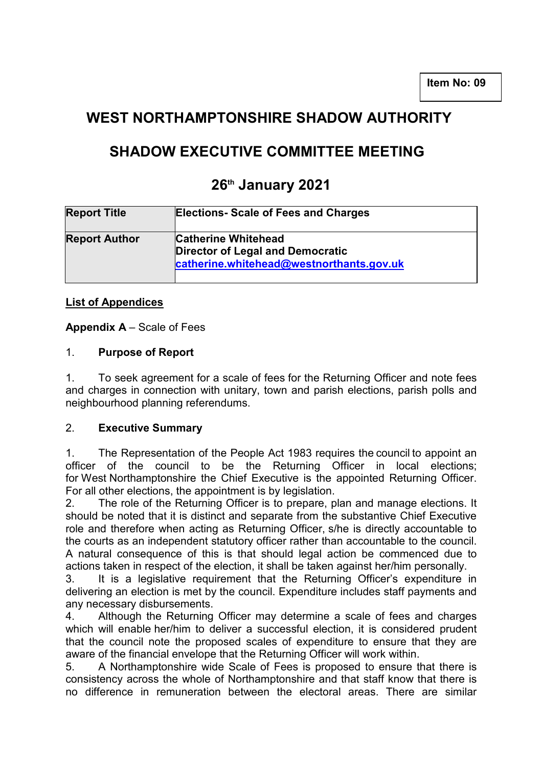**Item No: 09**

# WEST NORTHAMPTONSHIRE SHADOW AUTHORITY

# SHADOW EXECUTIVE COMMITTEE MEETING

# 26th January 2021

| **Report Title** | **Elections- Scale of Fees and Charges** |
|---|---|
| **Report Author** | **Catherine Whitehead**<br>**Director of Legal and Democratic**<br>**catherine.whitehead@westnorthants.gov.uk** |

**List of Appendices**

**Appendix A** – Scale of Fees

1. **Purpose of Report**

1. To seek agreement for a scale of fees for the Returning Officer and note fees and charges in connection with unitary, town and parish elections, parish polls and neighbourhood planning referendums.

2. **Executive Summary**

1. The Representation of the People Act 1983 requires the council to appoint an officer of the council to be the Returning Officer in local elections; for West Northamptonshire the Chief Executive is the appointed Returning Officer. For all other elections, the appointment is by legislation.
2. The role of the Returning Officer is to prepare, plan and manage elections. It should be noted that it is distinct and separate from the substantive Chief Executive role and therefore when acting as Returning Officer, s/he is directly accountable to the courts as an independent statutory officer rather than accountable to the council. A natural consequence of this is that should legal action be commenced due to actions taken in respect of the election, it shall be taken against her/him personally.
3. It is a legislative requirement that the Returning Officer's expenditure in delivering an election is met by the council. Expenditure includes staff payments and any necessary disbursements.
4. Although the Returning Officer may determine a scale of fees and charges which will enable her/him to deliver a successful election, it is considered prudent that the council note the proposed scales of expenditure to ensure that they are aware of the financial envelope that the Returning Officer will work within.
5. A Northamptonshire wide Scale of Fees is proposed to ensure that there is consistency across the whole of Northamptonshire and that staff know that there is no difference in remuneration between the electoral areas. There are similar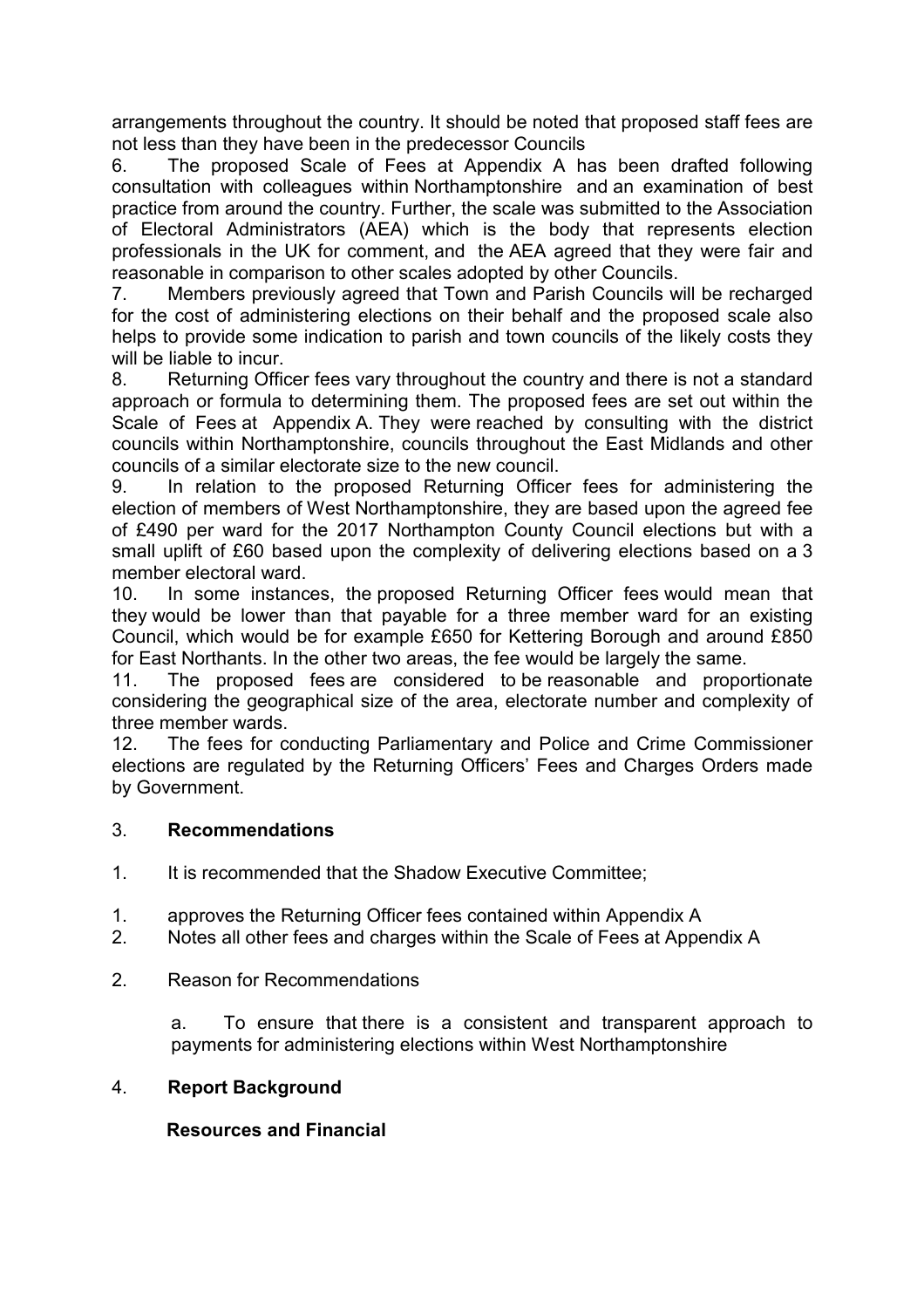arrangements throughout the country. It should be noted that proposed staff fees are not less than they have been in the predecessor Councils

6. The proposed Scale of Fees at Appendix A has been drafted following consultation with colleagues within Northamptonshire and an examination of best practice from around the country. Further, the scale was submitted to the Association of Electoral Administrators (AEA) which is the body that represents election professionals in the UK for comment, and the AEA agreed that they were fair and reasonable in comparison to other scales adopted by other Councils.
7. Members previously agreed that Town and Parish Councils will be recharged for the cost of administering elections on their behalf and the proposed scale also helps to provide some indication to parish and town councils of the likely costs they will be liable to incur.
8. Returning Officer fees vary throughout the country and there is not a standard approach or formula to determining them. The proposed fees are set out within the Scale of Fees at Appendix A. They were reached by consulting with the district councils within Northamptonshire, councils throughout the East Midlands and other councils of a similar electorate size to the new council.
9. In relation to the proposed Returning Officer fees for administering the election of members of West Northamptonshire, they are based upon the agreed fee of £490 per ward for the 2017 Northampton County Council elections but with a small uplift of £60 based upon the complexity of delivering elections based on a 3 member electoral ward.
10. In some instances, the proposed Returning Officer fees would mean that they would be lower than that payable for a three member ward for an existing Council, which would be for example £650 for Kettering Borough and around £850 for East Northants. In the other two areas, the fee would be largely the same.
11. The proposed fees are considered to be reasonable and proportionate considering the geographical size of the area, electorate number and complexity of three member wards.
12. The fees for conducting Parliamentary and Police and Crime Commissioner elections are regulated by the Returning Officers' Fees and Charges Orders made by Government.

## 3. Recommendations

1. It is recommended that the Shadow Executive Committee;

1. approves the Returning Officer fees contained within Appendix A
2. Notes all other fees and charges within the Scale of Fees at Appendix A

2. Reason for Recommendations

   a. To ensure that there is a consistent and transparent approach to payments for administering elections within West Northamptonshire

## 4. Report Background

### Resources and Financial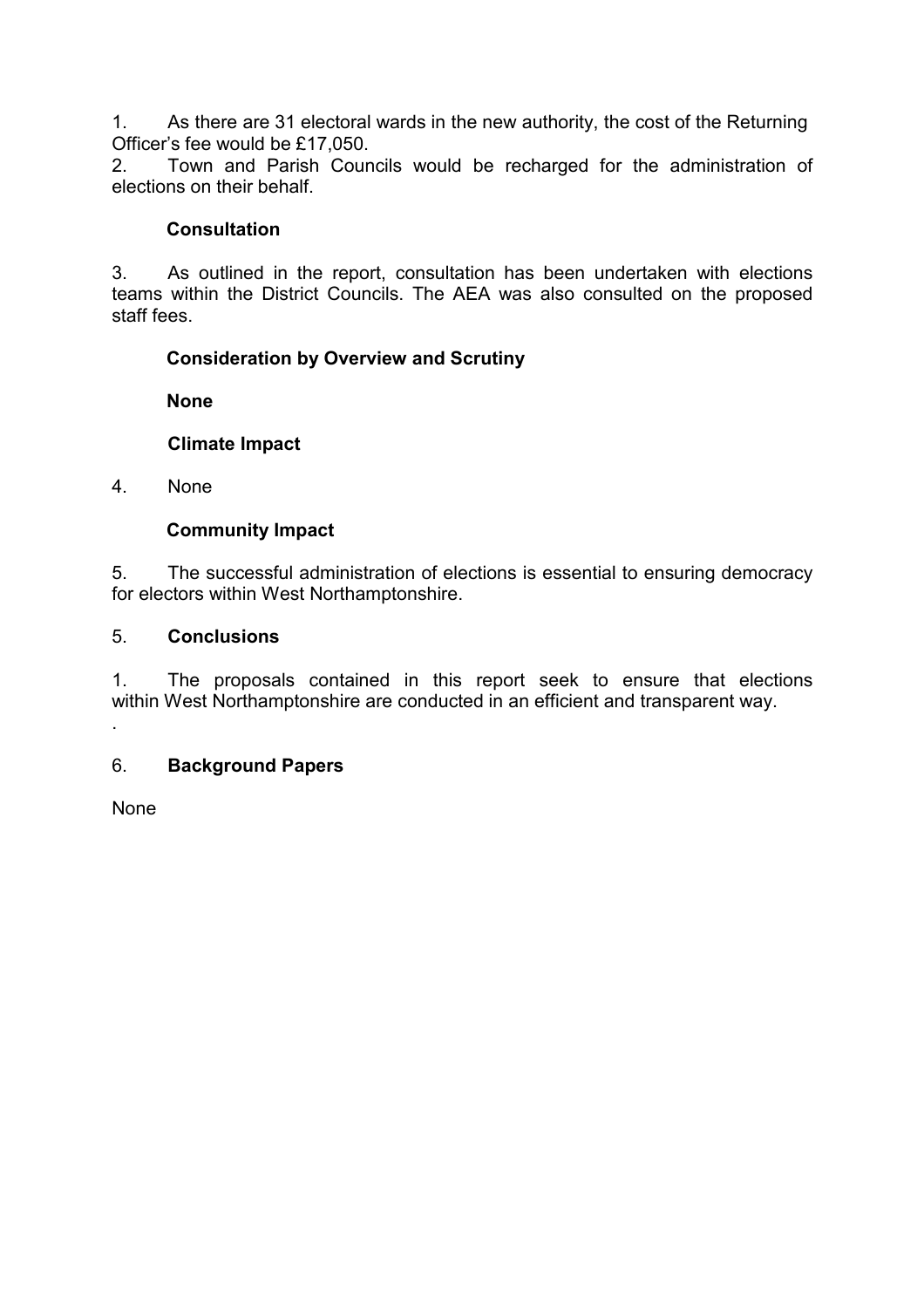1. As there are 31 electoral wards in the new authority, the cost of the Returning Officer's fee would be £17,050.
2. Town and Parish Councils would be recharged for the administration of elections on their behalf.

**Consultation**

3. As outlined in the report, consultation has been undertaken with elections teams within the District Councils. The AEA was also consulted on the proposed staff fees.

**Consideration by Overview and Scrutiny**

**None**

**Climate Impact**

4. None

**Community Impact**

5. The successful administration of elections is essential to ensuring democracy for electors within West Northamptonshire.

## 5. Conclusions

1. The proposals contained in this report seek to ensure that elections within West Northamptonshire are conducted in an efficient and transparent way.

.

## 6. Background Papers

None